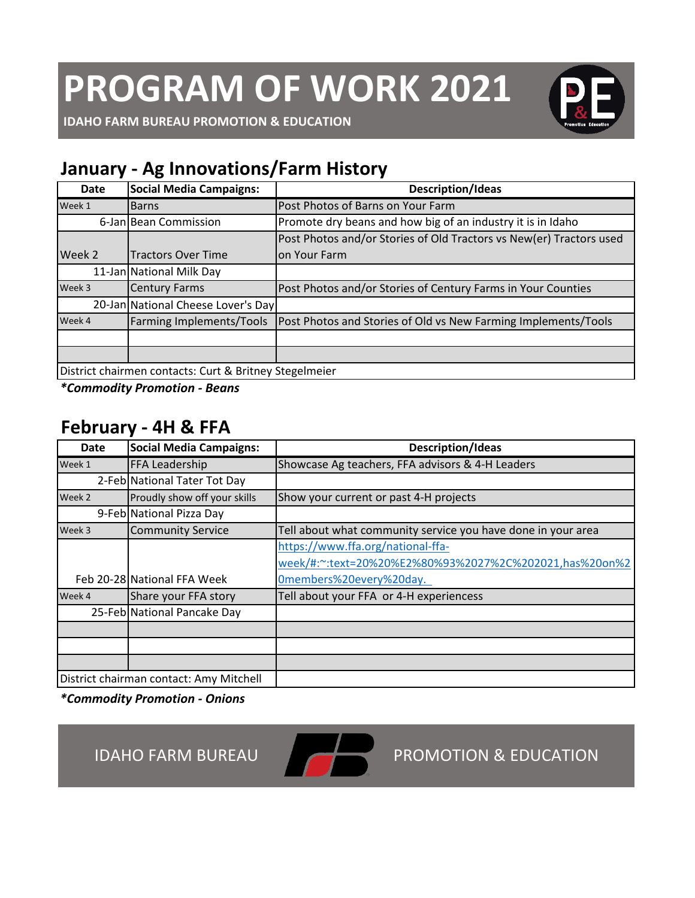# PROGRAM OF WORK 2021

**IDAHO FARM BUREAU PROMOTION & EDUCATION**

## January - Ag Innovations/Farm History

| Date | Social Media Campaigns: | Description/Ideas |
|---|---|---|
| Week 1 | Barns | Post Photos of Barns on Your Farm |
| 6-Jan | Bean Commission | Promote dry beans and how big of an industry it is in Idaho |
| Week 2 | Tractors Over Time | Post Photos and/or Stories of Old Tractors vs New(er) Tractors used on Your Farm |
| 11-Jan | National Milk Day | |
| Week 3 | Century Farms | Post Photos and/or Stories of Century Farms in Your Counties |
| 20-Jan | National Cheese Lover's Day | |
| Week 4 | Farming Implements/Tools | Post Photos and Stories of Old vs New Farming Implements/Tools |
| | | |
| | | |
| District chairmen contacts: Curt & Britney Stegelmeier | | |

***Commodity Promotion - Beans**

## February - 4H & FFA

| Date | Social Media Campaigns: | Description/Ideas |
|---|---|---|
| Week 1 | FFA Leadership | Showcase Ag teachers, FFA advisors & 4-H Leaders |
| 2-Feb | National Tater Tot Day | |
| Week 2 | Proudly show off your skills | Show your current or past 4-H projects |
| 9-Feb | National Pizza Day | |
| Week 3 | Community Service | Tell about what community service you have done in your area |
| Feb 20-28 | National FFA Week | https://www.ffa.org/national-ffa-week/#:~:text=20%20%E2%80%93%2027%2C%202021,has%20on%20members%20every%20day. |
| Week 4 | Share your FFA story | Tell about your FFA or 4-H experiencess |
| 25-Feb | National Pancake Day | |
| | | |
| | | |
| | | |
| District chairman contact: Amy Mitchell | | |

***Commodity Promotion - Onions**

IDAHO FARM BUREAU PROMOTION & EDUCATION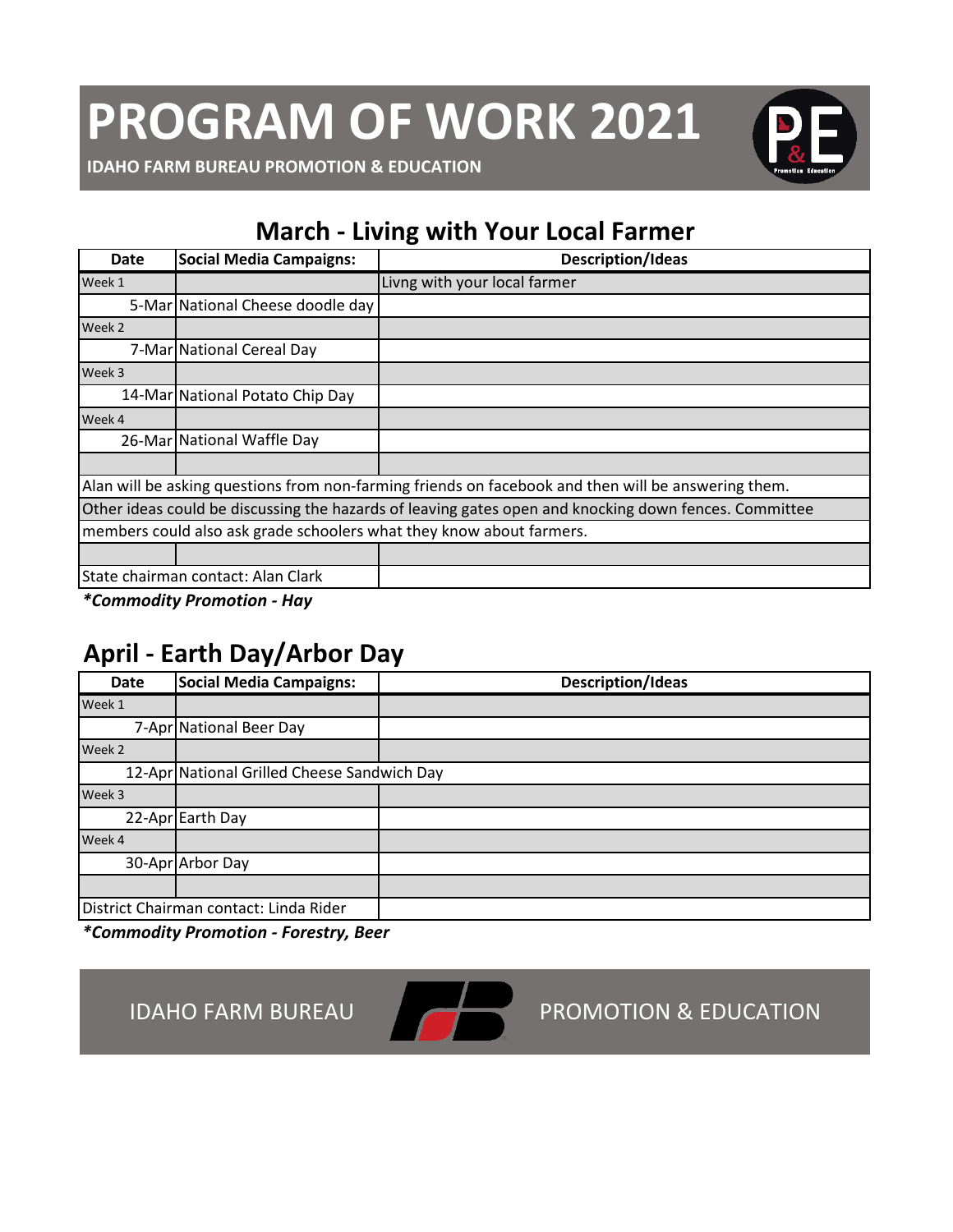# PROGRAM OF WORK 2021

**IDAHO FARM BUREAU PROMOTION & EDUCATION**

## March - Living with Your Local Farmer

| Date | Social Media Campaigns: | Description/Ideas |
|---|---|---|
| Week 1 | | Livng with your local farmer |
| 5-Mar | National Cheese doodle day | |
| Week 2 | | |
| 7-Mar | National Cereal Day | |
| Week 3 | | |
| 14-Mar | National Potato Chip Day | |
| Week 4 | | |
| 26-Mar | National Waffle Day | |
| | | |
| Alan will be asking questions from non-farming friends on facebook and then will be answering them. | | |
| Other ideas could be discussing the hazards of leaving gates open and knocking down fences. Committee members could also ask grade schoolers what they know about farmers. | | |
| | | |
| State chairman contact: Alan Clark | | |

***Commodity Promotion - Hay**

## April - Earth Day/Arbor Day

| Date | Social Media Campaigns: | Description/Ideas |
|---|---|---|
| Week 1 | | |
| 7-Apr | National Beer Day | |
| Week 2 | | |
| 12-Apr | National Grilled Cheese Sandwich Day | |
| Week 3 | | |
| 22-Apr | Earth Day | |
| Week 4 | | |
| 30-Apr | Arbor Day | |
| | | |
| District Chairman contact: Linda Rider | | |

***Commodity Promotion - Forestry, Beer**

IDAHO FARM BUREAU PROMOTION & EDUCATION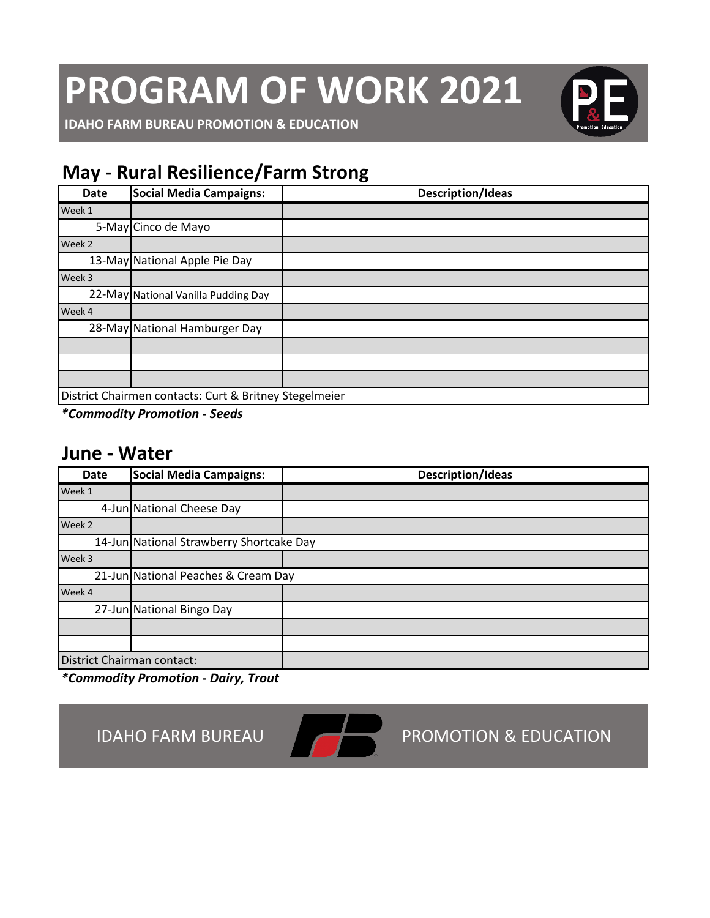# PROGRAM OF WORK 2021

**IDAHO FARM BUREAU PROMOTION & EDUCATION**

## May - Rural Resilience/Farm Strong

| Date | Social Media Campaigns: | Description/Ideas |
|---|---|---|
| Week 1 | | |
| 5-May | Cinco de Mayo | |
| Week 2 | | |
| 13-May | National Apple Pie Day | |
| Week 3 | | |
| 22-May | National Vanilla Pudding Day | |
| Week 4 | | |
| 28-May | National Hamburger Day | |
| | | |
| | | |
| | | |
| District Chairmen contacts: Curt & Britney Stegelmeier | | |

***Commodity Promotion - Seeds**

## June - Water

| Date | Social Media Campaigns: | Description/Ideas |
|---|---|---|
| Week 1 | | |
| 4-Jun | National Cheese Day | |
| Week 2 | | |
| 14-Jun | National Strawberry Shortcake Day | |
| Week 3 | | |
| 21-Jun | National Peaches & Cream Day | |
| Week 4 | | |
| 27-Jun | National Bingo Day | |
| | | |
| | | |
| District Chairman contact: | | |

***Commodity Promotion - Dairy, Trout**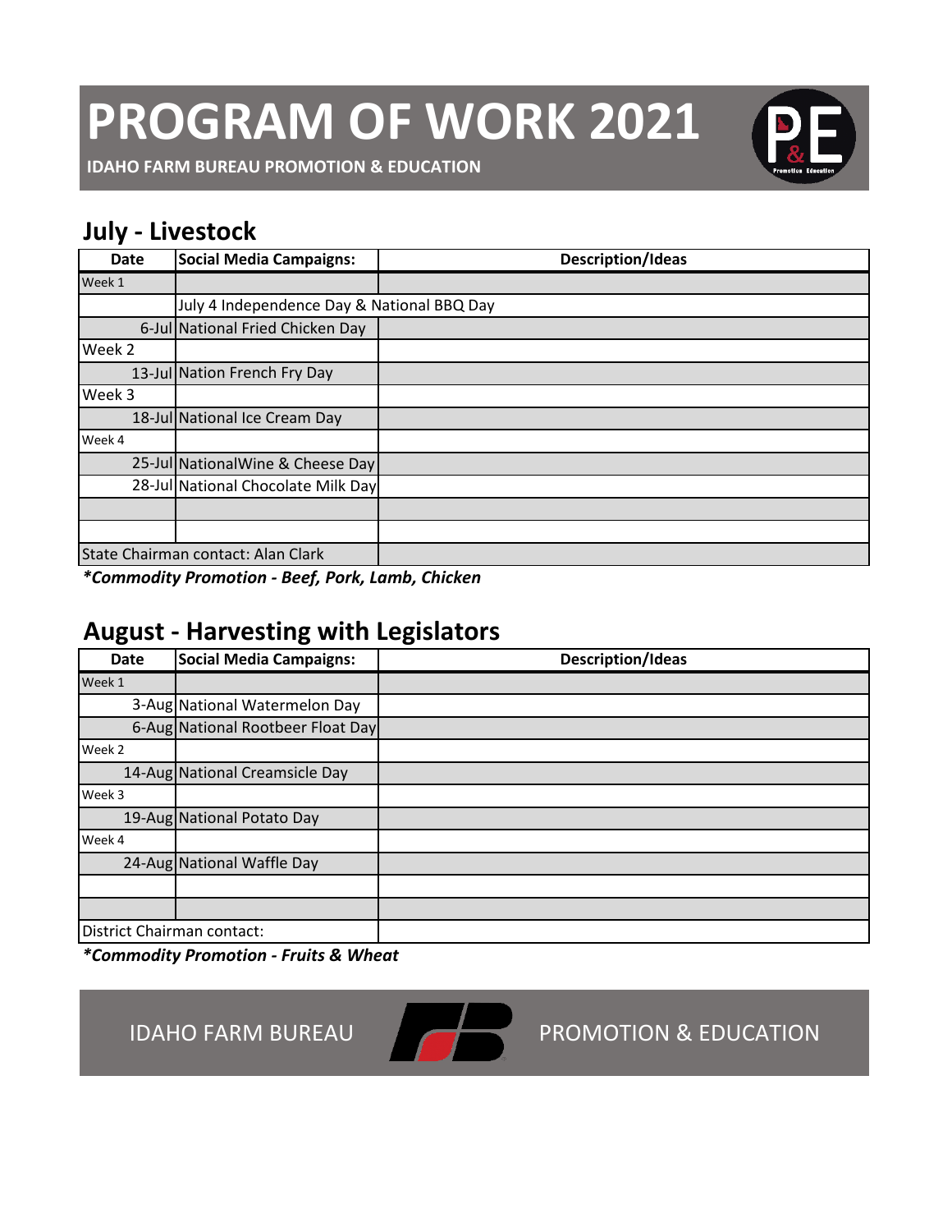# PROGRAM OF WORK 2021

**IDAHO FARM BUREAU PROMOTION & EDUCATION**

## July - Livestock

| Date | Social Media Campaigns: | Description/Ideas |
|---|---|---|
| Week 1 | | |
| | July 4 Independence Day & National BBQ Day | |
| 6-Jul | National Fried Chicken Day | |
| Week 2 | | |
| 13-Jul | Nation French Fry Day | |
| Week 3 | | |
| 18-Jul | National Ice Cream Day | |
| Week 4 | | |
| 25-Jul | NationalWine & Cheese Day | |
| 28-Jul | National Chocolate Milk Day | |
| | | |
| | | |
| State Chairman contact: Alan Clark | | |

***Commodity Promotion - Beef, Pork, Lamb, Chicken***

## August - Harvesting with Legislators

| Date | Social Media Campaigns: | Description/Ideas |
|---|---|---|
| Week 1 | | |
| 3-Aug | National Watermelon Day | |
| 6-Aug | National Rootbeer Float Day | |
| Week 2 | | |
| 14-Aug | National Creamsicle Day | |
| Week 3 | | |
| 19-Aug | National Potato Day | |
| Week 4 | | |
| 24-Aug | National Waffle Day | |
| | | |
| | | |
| District Chairman contact: | | |

***Commodity Promotion - Fruits & Wheat***

IDAHO FARM BUREAU PROMOTION & EDUCATION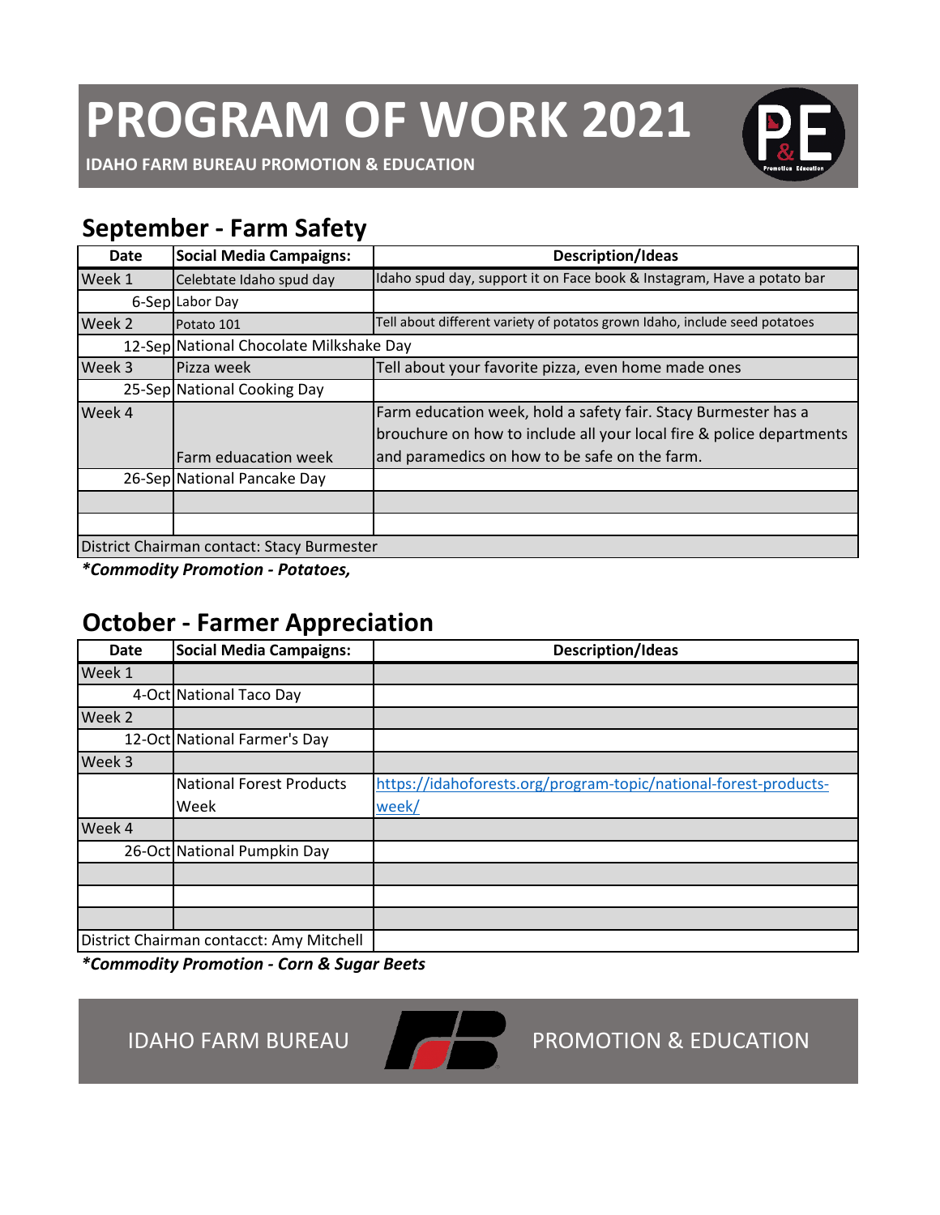# PROGRAM OF WORK 2021

**IDAHO FARM BUREAU PROMOTION & EDUCATION**

## September - Farm Safety

| Date | Social Media Campaigns: | Description/Ideas |
|---|---|---|
| Week 1 | Celebtate Idaho spud day | Idaho spud day, support it on Face book & Instagram, Have a potato bar |
| 6-Sep | Labor Day | |
| Week 2 | Potato 101 | Tell about different variety of potatos grown Idaho, include seed potatoes |
| 12-Sep | National Chocolate Milkshake Day | |
| Week 3 | Pizza week | Tell about your favorite pizza, even home made ones |
| 25-Sep | National Cooking Day | |
| Week 4 | Farm eduacation week | Farm education week, hold a safety fair. Stacy Burmester has a brouchure on how to include all your local fire & police departments and paramedics on how to be safe on the farm. |
| 26-Sep | National Pancake Day | |
| | | |
| | | |
| District Chairman contact: Stacy Burmester | | |

***Commodity Promotion - Potatoes,***

## October - Farmer Appreciation

| Date | Social Media Campaigns: | Description/Ideas |
|---|---|---|
| Week 1 | | |
| 4-Oct | National Taco Day | |
| Week 2 | | |
| 12-Oct | National Farmer's Day | |
| Week 3 | | |
| | National Forest Products Week | https://idahoforests.org/program-topic/national-forest-products-week/ |
| Week 4 | | |
| 26-Oct | National Pumpkin Day | |
| | | |
| | | |
| | | |
| District Chairman contacct: Amy Mitchell | | |

***Commodity Promotion - Corn & Sugar Beets***

IDAHO FARM BUREAU PROMOTION & EDUCATION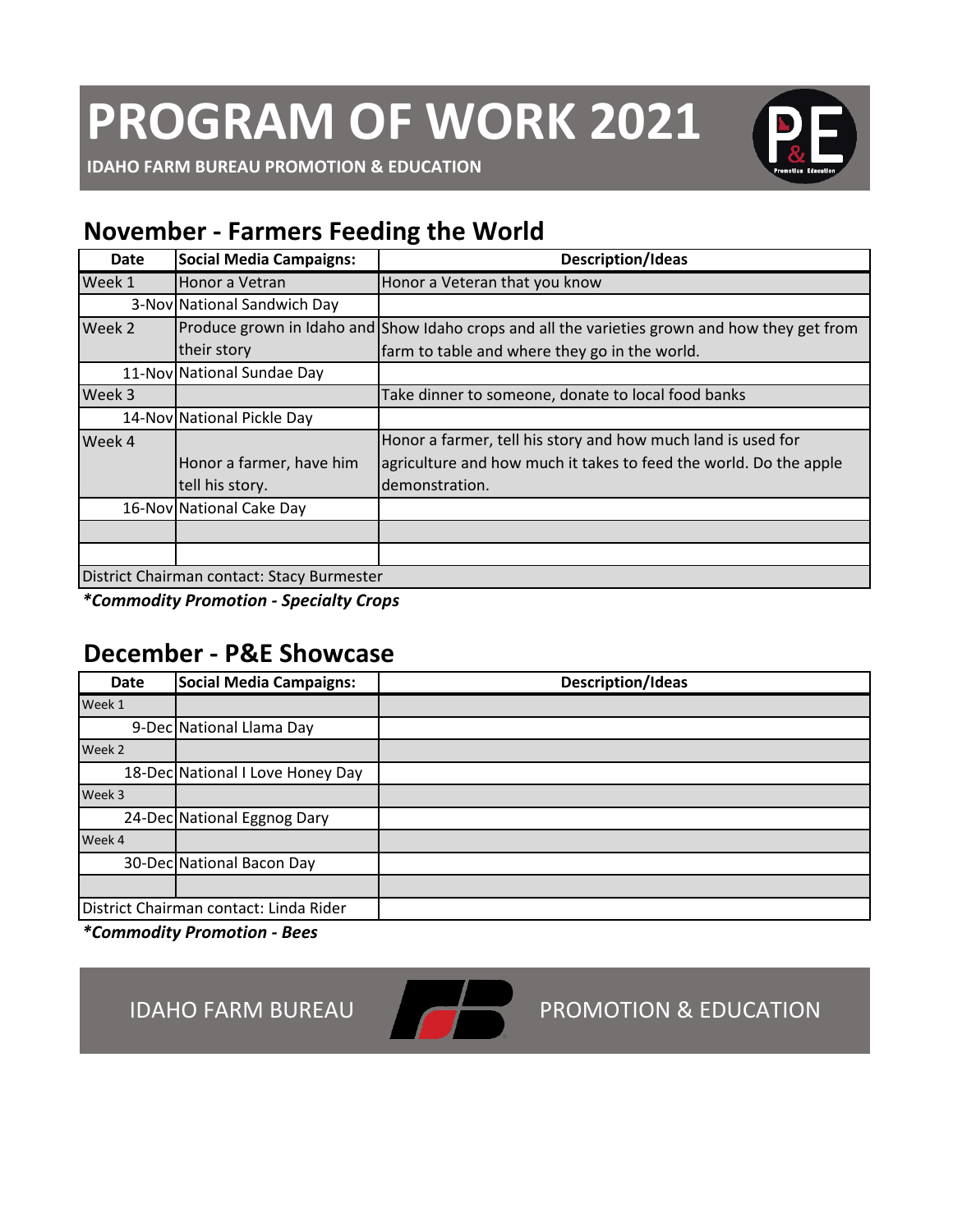# PROGRAM OF WORK 2021

**IDAHO FARM BUREAU PROMOTION & EDUCATION**

## November - Farmers Feeding the World

| Date | Social Media Campaigns: | Description/Ideas |
|---|---|---|
| Week 1 | Honor a Vetran | Honor a Veteran that you know |
| 3-Nov | National Sandwich Day | |
| Week 2 | Produce grown in Idaho and their story | Show Idaho crops and all the varieties grown and how they get from farm to table and where they go in the world. |
| 11-Nov | National Sundae Day | |
| Week 3 | | Take dinner to someone, donate to local food banks |
| 14-Nov | National Pickle Day | |
| Week 4 | Honor a farmer, have him tell his story. | Honor a farmer, tell his story and how much land is used for agriculture and how much it takes to feed the world. Do the apple demonstration. |
| 16-Nov | National Cake Day | |
| | | |
| | | |
| District Chairman contact: Stacy Burmester | | |

***Commodity Promotion - Specialty Crops**

## December - P&E Showcase

| Date | Social Media Campaigns: | Description/Ideas |
|---|---|---|
| Week 1 | | |
| 9-Dec | National Llama Day | |
| Week 2 | | |
| 18-Dec | National I Love Honey Day | |
| Week 3 | | |
| 24-Dec | National Eggnog Dary | |
| Week 4 | | |
| 30-Dec | National Bacon Day | |
| | | |
| District Chairman contact: Linda Rider | | |

***Commodity Promotion - Bees**

IDAHO FARM BUREAU PROMOTION & EDUCATION